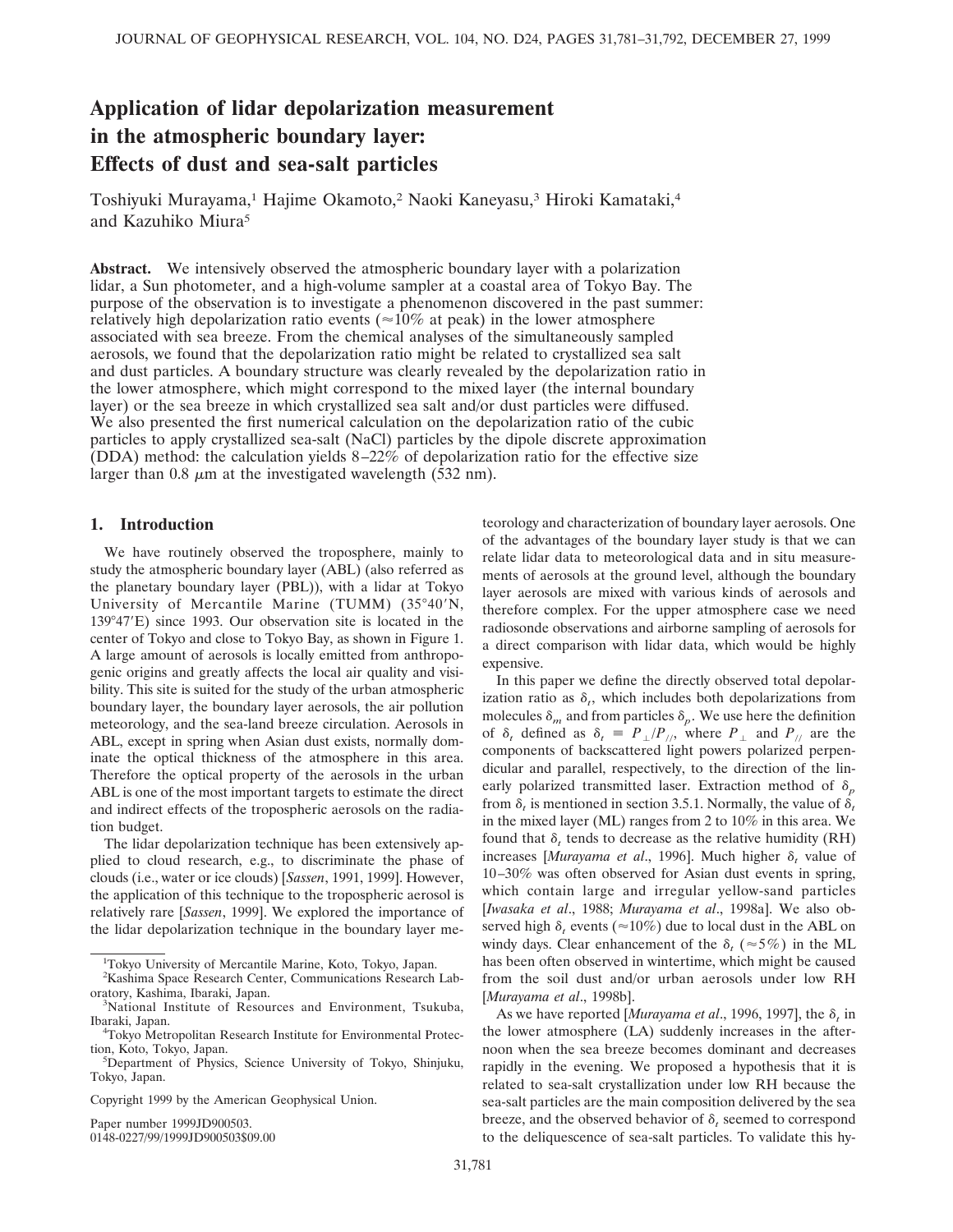# Application of lidar depolarization measurement in the atmospheric boundary layer: Effects of dust and sea-salt particles

Toshiyuki Murayama,[1] Hajime Okamoto,[2] Naoki Kaneyasu,[3] Hiroki Kamataki,[4] and Kazuhiko Miura[5]

**Abstract.** We intensively observed the atmospheric boundary layer with a polarization lidar, a Sun photometer, and a high-volume sampler at a coastal area of Tokyo Bay. The purpose of the observation is to investigate a phenomenon discovered in the past summer: relatively high depolarization ratio events (≈10% at peak) in the lower atmosphere associated with sea breeze. From the chemical analyses of the simultaneously sampled aerosols, we found that the depolarization ratio might be related to crystallized sea salt and dust particles. A boundary structure was clearly revealed by the depolarization ratio in the lower atmosphere, which might correspond to the mixed layer (the internal boundary layer) or the sea breeze in which crystallized sea salt and/or dust particles were diffused. We also presented the first numerical calculation on the depolarization ratio of the cubic particles to apply crystallized sea-salt (NaCl) particles by the dipole discrete approximation (DDA) method: the calculation yields 8–22% of depolarization ratio for the effective size larger than 0.8 $\mu$m at the investigated wavelength (532 nm).

## 1. Introduction

We have routinely observed the troposphere, mainly to study the atmospheric boundary layer (ABL) (also referred as the planetary boundary layer (PBL)), with a lidar at Tokyo University of Mercantile Marine (TUMM) (35°40′N, 139°47′E) since 1993. Our observation site is located in the center of Tokyo and close to Tokyo Bay, as shown in Figure 1. A large amount of aerosols is locally emitted from anthropogenic origins and greatly affects the local air quality and visibility. This site is suited for the study of the urban atmospheric boundary layer, the boundary layer aerosols, the air pollution meteorology, and the sea-land breeze circulation. Aerosols in ABL, except in spring when Asian dust exists, normally dominate the optical thickness of the atmosphere in this area. Therefore the optical property of the aerosols in the urban ABL is one of the most important targets to estimate the direct and indirect effects of the tropospheric aerosols on the radiation budget.

The lidar depolarization technique has been extensively applied to cloud research, e.g., to discriminate the phase of clouds (i.e., water or ice clouds) [*Sassen*, 1991, 1999]. However, the application of this technique to the tropospheric aerosol is relatively rare [*Sassen*, 1999]. We explored the importance of the lidar depolarization technique in the boundary layer meteorology and characterization of boundary layer aerosols. One of the advantages of the boundary layer study is that we can relate lidar data to meteorological data and in situ measurements of aerosols at the ground level, although the boundary layer aerosols are mixed with various kinds of aerosols and therefore complex. For the upper atmosphere case we need radiosonde observations and airborne sampling of aerosols for a direct comparison with lidar data, which would be highly expensive.

In this paper we define the directly observed total depolarization ratio as $\delta_t$, which includes both depolarizations from molecules $\delta_m$ and from particles $\delta_p$. We use here the definition of $\delta_t$ defined as $\delta_t \equiv P_{\perp}/P_{//}$, where $P_{\perp}$ and $P_{//}$ are the components of backscattered light powers polarized perpendicular and parallel, respectively, to the direction of the linearly polarized transmitted laser. Extraction method of $\delta_p$ from $\delta_t$ is mentioned in section 3.5.1. Normally, the value of $\delta_t$ in the mixed layer (ML) ranges from 2 to 10% in this area. We found that $\delta_t$ tends to decrease as the relative humidity (RH) increases [*Murayama et al*., 1996]. Much higher $\delta_t$ value of 10–30% was often observed for Asian dust events in spring, which contain large and irregular yellow-sand particles [*Iwasaka et al*., 1988; *Murayama et al*., 1998a]. We also observed high $\delta_t$ events (≈10%) due to local dust in the ABL on windy days. Clear enhancement of the $\delta_t$ (≈5%) in the ML has been often observed in wintertime, which might be caused from the soil dust and/or urban aerosols under low RH [*Murayama et al*., 1998b].

As we have reported [*Murayama et al*., 1996, 1997], the $\delta_t$ in the lower atmosphere (LA) suddenly increases in the afternoon when the sea breeze becomes dominant and decreases rapidly in the evening. We proposed a hypothesis that it is related to sea-salt crystallization under low RH because the sea-salt particles are the main composition delivered by the sea breeze, and the observed behavior of $\delta_t$ seemed to correspond to the deliquescence of sea-salt particles. To validate this hy-

[1] Tokyo University of Mercantile Marine, Koto, Tokyo, Japan.

[2] Kashima Space Research Center, Communications Research Laboratory, Kashima, Ibaraki, Japan.

[3] National Institute of Resources and Environment, Tsukuba, Ibaraki, Japan.

[4] Tokyo Metropolitan Research Institute for Environmental Protection, Koto, Tokyo, Japan.

[5] Department of Physics, Science University of Tokyo, Shinjuku, Tokyo, Japan.

Copyright 1999 by the American Geophysical Union.

Paper number 1999JD900503.
0148-0227/99/1999JD900503$09.00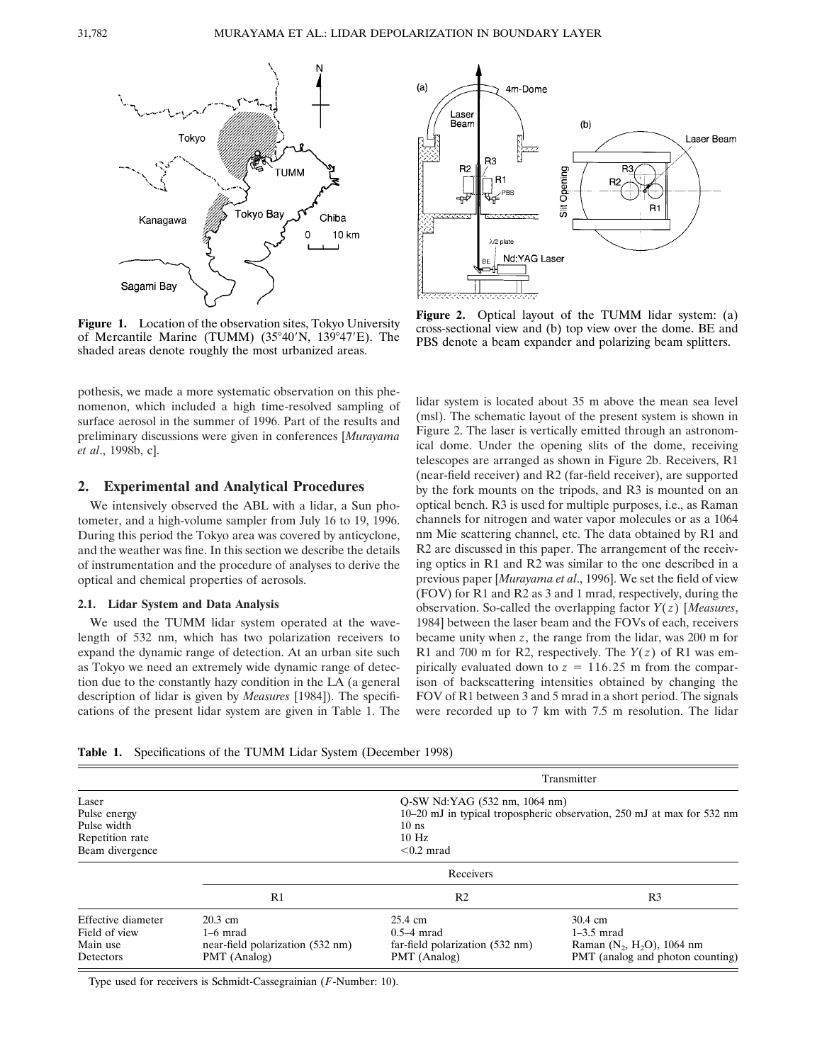**Figure 1.** Location of the observation sites, Tokyo University of Mercantile Marine (TUMM) (35°40′N, 139°47′E). The shaded areas denote roughly the most urbanized areas.

**Figure 2.** Optical layout of the TUMM lidar system: (a) cross-sectional view and (b) top view over the dome. BE and PBS denote a beam expander and polarizing beam splitters.

pothesis, we made a more systematic observation on this phenomenon, which included a high time-resolved sampling of surface aerosol in the summer of 1996. Part of the results and preliminary discussions were given in conferences [*Murayama et al*., 1998b, c].

## 2. Experimental and Analytical Procedures

We intensively observed the ABL with a lidar, a Sun photometer, and a high-volume sampler from July 16 to 19, 1996. During this period the Tokyo area was covered by anticyclone, and the weather was fine. In this section we describe the details of instrumentation and the procedure of analyses to derive the optical and chemical properties of aerosols.

### 2.1. Lidar System and Data Analysis

We used the TUMM lidar system operated at the wavelength of 532 nm, which has two polarization receivers to expand the dynamic range of detection. At an urban site such as Tokyo we need an extremely wide dynamic range of detection due to the constantly hazy condition in the LA (a general description of lidar is given by *Measures* [1984]). The specifications of the present lidar system are given in Table 1. The lidar system is located about 35 m above the mean sea level (msl). The schematic layout of the present system is shown in Figure 2. The laser is vertically emitted through an astronomical dome. Under the opening slits of the dome, receiving telescopes are arranged as shown in Figure 2b. Receivers, R1 (near-field receiver) and R2 (far-field receiver), are supported by the fork mounts on the tripods, and R3 is mounted on an optical bench. R3 is used for multiple purposes, i.e., as Raman channels for nitrogen and water vapor molecules or as a 1064 nm Mie scattering channel, etc. The data obtained by R1 and R2 are discussed in this paper. The arrangement of the receiving optics in R1 and R2 was similar to the one described in a previous paper [*Murayama et al*., 1996]. We set the field of view (FOV) for R1 and R2 as 3 and 1 mrad, respectively, during the observation. So-called the overlapping factor $Y(z)$ [*Measures*, 1984] between the laser beam and the FOVs of each, receivers became unity when $z$, the range from the lidar, was 200 m for R1 and 700 m for R2, respectively. The $Y(z)$ of R1 was empirically evaluated down to $z = 116.25$ m from the comparison of backscattering intensities obtained by changing the FOV of R1 between 3 and 5 mrad in a short period. The signals were recorded up to 7 km with 7.5 m resolution. The lidar

**Table 1.** Specifications of the TUMM Lidar System (December 1998)

| | Transmitter | | |
|---|---|---|---|
| Laser | Q-SW Nd:YAG (532 nm, 1064 nm) | | |
| Pulse energy | 10–20 mJ in typical tropospheric observation, 250 mJ at max for 532 nm | | |
| Pulse width | 10 ns | | |
| Repetition rate | 10 Hz | | |
| Beam divergence | <0.2 mrad | | |
| | Receivers | | |
| | R1 | R2 | R3 |
| Effective diameter | 20.3 cm | 25.4 cm | 30.4 cm |
| Field of view | 1–6 mrad | 0.5–4 mrad | 1–3.5 mrad |
| Main use | near-field polarization (532 nm) | far-field polarization (532 nm) | Raman ($N_2$, $H_2O$), 1064 nm |
| Detectors | PMT (Analog) | PMT (Analog) | PMT (analog and photon counting) |

Type used for receivers is Schmidt-Cassegrainian (*F*-Number: 10).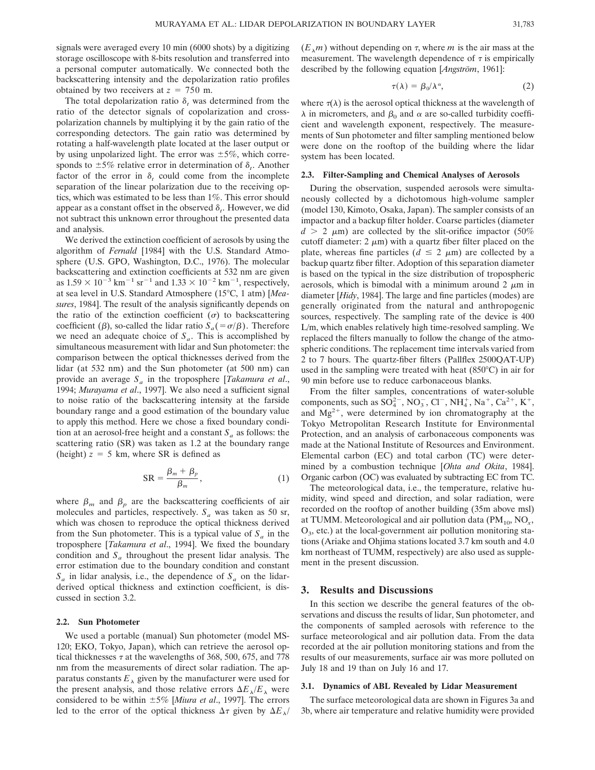signals were averaged every 10 min (6000 shots) by a digitizing storage oscilloscope with 8-bits resolution and transferred into a personal computer automatically. We connected both the backscattering intensity and the depolarization ratio profiles obtained by two receivers at $z = 750$ m.

The total depolarization ratio $\delta_t$ was determined from the ratio of the detector signals of copolarization and cross-polarization channels by multiplying it by the gain ratio of the corresponding detectors. The gain ratio was determined by rotating a half-wavelength plate located at the laser output or by using unpolarized light. The error was $\pm 5\%$, which corresponds to $\pm 5\%$ relative error in determination of $\delta_t$. Another factor of the error in $\delta_t$ could come from the incomplete separation of the linear polarization due to the receiving optics, which was estimated to be less than 1%. This error should appear as a constant offset in the observed $\delta_t$. However, we did not subtract this unknown error throughout the presented data and analysis.

We derived the extinction coefficient of aerosols by using the algorithm of *Fernald* [1984] with the U.S. Standard Atmosphere (U.S. GPO, Washington, D.C., 1976). The molecular backscattering and extinction coefficients at 532 nm are given as $1.59 \times 10^{-3}$ km$^{-1}$ sr$^{-1}$ and $1.33 \times 10^{-2}$ km$^{-1}$, respectively, at sea level in U.S. Standard Atmosphere (15°C, 1 atm) [*Measures*, 1984]. The result of the analysis significantly depends on the ratio of the extinction coefficient ($\sigma$) to backscattering coefficient ($\beta$), so-called the lidar ratio $S_a (= \sigma/\beta)$. Therefore we need an adequate choice of $S_a$. This is accomplished by simultaneous measurement with lidar and Sun photometer: the comparison between the optical thicknesses derived from the lidar (at 532 nm) and the Sun photometer (at 500 nm) can provide an average $S_a$ in the troposphere [*Takamura et al.*, 1994; *Murayama et al.*, 1997]. We also need a sufficient signal to noise ratio of the backscattering intensity at the farside boundary range and a good estimation of the boundary value to apply this method. Here we chose a fixed boundary condition at an aerosol-free height and a constant $S_a$ as follows: the scattering ratio (SR) was taken as 1.2 at the boundary range (height) $z = 5$ km, where SR is defined as

$$\mathrm{SR} = \frac{\beta_m + \beta_p}{\beta_m}, \tag{1}$$

where $\beta_m$ and $\beta_p$ are the backscattering coefficients of air molecules and particles, respectively. $S_a$ was taken as 50 sr, which was chosen to reproduce the optical thickness derived from the Sun photometer. This is a typical value of $S_a$ in the troposphere [*Takamura et al.*, 1994]. We fixed the boundary condition and $S_a$ throughout the present lidar analysis. The error estimation due to the boundary condition and constant $S_a$ in lidar analysis, i.e., the dependence of $S_a$ on the lidar-derived optical thickness and extinction coefficient, is discussed in section 3.2.

### 2.2. Sun Photometer

We used a portable (manual) Sun photometer (model MS-120; EKO, Tokyo, Japan), which can retrieve the aerosol optical thicknesses $\tau$ at the wavelengths of 368, 500, 675, and 778 nm from the measurements of direct solar radiation. The apparatus constants $E_\lambda$ given by the manufacturer were used for the present analysis, and those relative errors $\Delta E_\lambda / E_\lambda$ were considered to be within $\pm 5\%$ [*Miura et al.*, 1997]. The errors led to the error of the optical thickness $\Delta\tau$ given by $\Delta E_\lambda / (E_\lambda m)$ without depending on $\tau$, where $m$ is the air mass at the measurement. The wavelength dependence of $\tau$ is empirically described by the following equation [*Angström*, 1961]:

$$\tau(\lambda) = \beta_0 / \lambda^{\alpha}, \tag{2}$$

where $\tau(\lambda)$ is the aerosol optical thickness at the wavelength of $\lambda$ in micrometers, and $\beta_0$ and $\alpha$ are so-called turbidity coefficient and wavelength exponent, respectively. The measurements of Sun photometer and filter sampling mentioned below were done on the rooftop of the building where the lidar system has been located.

### 2.3. Filter-Sampling and Chemical Analyses of Aerosols

During the observation, suspended aerosols were simultaneously collected by a dichotomous high-volume sampler (model 130, Kimoto, Osaka, Japan). The sampler consists of an impactor and a backup filter holder. Coarse particles (diameter $d > 2$ μm) are collected by the slit-orifice impactor (50% cutoff diameter: 2 μm) with a quartz fiber filter placed on the plate, whereas fine particles ($d \leq 2$ μm) are collected by a backup quartz fiber filter. Adoption of this separation diameter is based on the typical in the size distribution of tropospheric aerosols, which is bimodal with a minimum around 2 μm in diameter [*Hidy*, 1984]. The large and fine particles (modes) are generally originated from the natural and anthropogenic sources, respectively. The sampling rate of the device is 400 L/m, which enables relatively high time-resolved sampling. We replaced the filters manually to follow the change of the atmospheric conditions. The replacement time intervals varied from 2 to 7 hours. The quartz-fiber filters (Pallflex 2500QAT-UP) used in the sampling were treated with heat (850°C) in air for 90 min before use to reduce carbonaceous blanks.

From the filter samples, concentrations of water-soluble components, such as $SO_4^{2-}$, $NO_3^-$, $Cl^-$, $NH_4^+$, $Na^+$, $Ca^{2+}$, $K^+$, and $Mg^{2+}$, were determined by ion chromatography at the Tokyo Metropolitan Research Institute for Environmental Protection, and an analysis of carbonaceous components was made at the National Institute of Resources and Environment. Elemental carbon (EC) and total carbon (TC) were determined by a combustion technique [*Ohta and Okita*, 1984]. Organic carbon (OC) was evaluated by subtracting EC from TC.

The meteorological data, i.e., the temperature, relative humidity, wind speed and direction, and solar radiation, were recorded on the rooftop of another building (35m above msl) at TUMM. Meteorological and air pollution data ($PM_{10}$, $NO_x$, $O_3$, etc.) at the local-government air pollution monitoring stations (Ariake and Ohjima stations located 3.7 km south and 4.0 km northeast of TUMM, respectively) are also used as supplement in the present discussion.

## 3. Results and Discussions

In this section we describe the general features of the observations and discuss the results of lidar, Sun photometer, and the components of sampled aerosols with reference to the surface meteorological and air pollution data. From the data recorded at the air pollution monitoring stations and from the results of our measurements, surface air was more polluted on July 18 and 19 than on July 16 and 17.

### 3.1. Dynamics of ABL Revealed by Lidar Measurement

The surface meteorological data are shown in Figures 3a and 3b, where air temperature and relative humidity were provided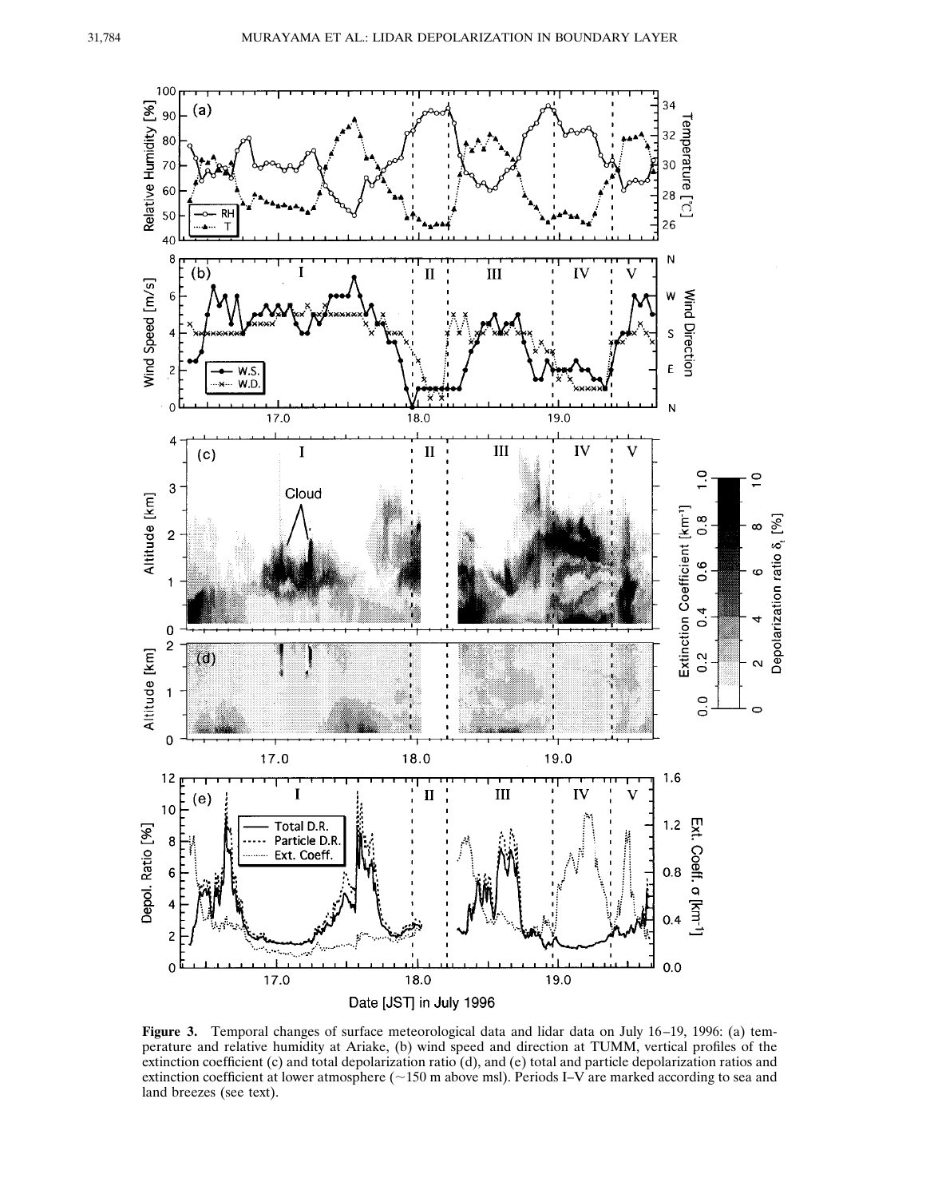**Figure 3.** Temporal changes of surface meteorological data and lidar data on July 16–19, 1996: (a) temperature and relative humidity at Ariake, (b) wind speed and direction at TUMM, vertical profiles of the extinction coefficient (c) and total depolarization ratio (d), and (e) total and particle depolarization ratios and extinction coefficient at lower atmosphere (~150 m above msl). Periods I–V are marked according to sea and land breezes (see text).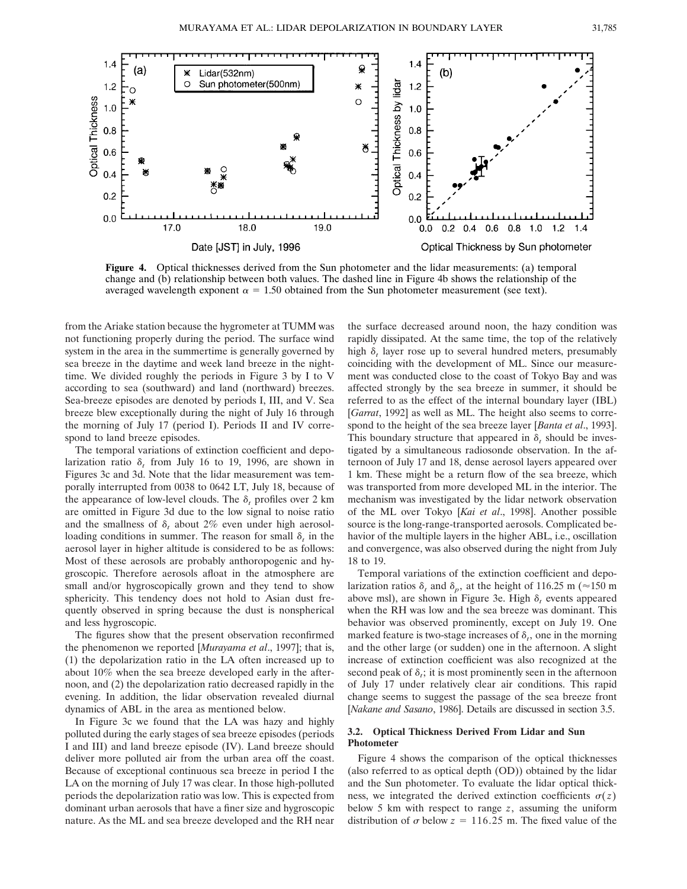**Figure 4.** Optical thicknesses derived from the Sun photometer and the lidar measurements: (a) temporal change and (b) relationship between both values. The dashed line in Figure 4b shows the relationship of the averaged wavelength exponent $\alpha = 1.50$ obtained from the Sun photometer measurement (see text).

from the Ariake station because the hygrometer at TUMM was not functioning properly during the period. The surface wind system in the area in the summertime is generally governed by sea breeze in the daytime and week land breeze in the nighttime. We divided roughly the periods in Figure 3 by I to V according to sea (southward) and land (northward) breezes. Sea-breeze episodes are denoted by periods I, III, and V. Sea breeze blew exceptionally during the night of July 16 through the morning of July 17 (period I). Periods II and IV correspond to land breeze episodes.

The temporal variations of extinction coefficient and depolarization ratio $\delta_t$ from July 16 to 19, 1996, are shown in Figures 3c and 3d. Note that the lidar measurement was temporally interrupted from 0038 to 0642 LT, July 18, because of the appearance of low-level clouds. The $\delta_t$ profiles over 2 km are omitted in Figure 3d due to the low signal to noise ratio and the smallness of $\delta_t$ about 2% even under high aerosol-loading conditions in summer. The reason for small $\delta_t$ in the aerosol layer in higher altitude is considered to be as follows: Most of these aerosols are probably anthoropogenic and hygroscopic. Therefore aerosols afloat in the atmosphere are small and/or hygroscopically grown and they tend to show sphericity. This tendency does not hold to Asian dust frequently observed in spring because the dust is nonspherical and less hygroscopic.

The figures show that the present observation reconfirmed the phenomenon we reported [*Murayama et al*., 1997]; that is, (1) the depolarization ratio in the LA often increased up to about 10% when the sea breeze developed early in the afternoon, and (2) the depolarization ratio decreased rapidly in the evening. In addition, the lidar observation revealed diurnal dynamics of ABL in the area as mentioned below.

In Figure 3c we found that the LA was hazy and highly polluted during the early stages of sea breeze episodes (periods I and III) and land breeze episode (IV). Land breeze should deliver more polluted air from the urban area off the coast. Because of exceptional continuous sea breeze in period I the LA on the morning of July 17 was clear. In those high-polluted periods the depolarization ratio was low. This is expected from dominant urban aerosols that have a finer size and hygroscopic nature. As the ML and sea breeze developed and the RH near the surface decreased around noon, the hazy condition was rapidly dissipated. At the same time, the top of the relatively high $\delta_t$ layer rose up to several hundred meters, presumably coinciding with the development of ML. Since our measurement was conducted close to the coast of Tokyo Bay and was affected strongly by the sea breeze in summer, it should be referred to as the effect of the internal boundary layer (IBL) [*Garrat*, 1992] as well as ML. The height also seems to correspond to the height of the sea breeze layer [*Banta et al*., 1993]. This boundary structure that appeared in $\delta_t$ should be investigated by a simultaneous radiosonde observation. In the afternoon of July 17 and 18, dense aerosol layers appeared over 1 km. These might be a return flow of the sea breeze, which was transported from more developed ML in the interior. The mechanism was investigated by the lidar network observation of the ML over Tokyo [*Kai et al*., 1998]. Another possible source is the long-range-transported aerosols. Complicated behavior of the multiple layers in the higher ABL, i.e., oscillation and convergence, was also observed during the night from July 18 to 19.

Temporal variations of the extinction coefficient and depolarization ratios $\delta_t$ and $\delta_p$, at the height of 116.25 m ($\approx$150 m above msl), are shown in Figure 3e. High $\delta_t$ events appeared when the RH was low and the sea breeze was dominant. This behavior was observed prominently, except on July 19. One marked feature is two-stage increases of $\delta_t$, one in the morning and the other large (or sudden) one in the afternoon. A slight increase of extinction coefficient was also recognized at the second peak of $\delta_t$; it is most prominently seen in the afternoon of July 17 under relatively clear air conditions. This rapid change seems to suggest the passage of the sea breeze front [*Nakane and Sasano*, 1986]. Details are discussed in section 3.5.

### 3.2. Optical Thickness Derived From Lidar and Sun Photometer

Figure 4 shows the comparison of the optical thicknesses (also referred to as optical depth (OD)) obtained by the lidar and the Sun photometer. To evaluate the lidar optical thickness, we integrated the derived extinction coefficients $\sigma(z)$ below 5 km with respect to range $z$, assuming the uniform distribution of $\sigma$ below $z = 116.25$ m. The fixed value of the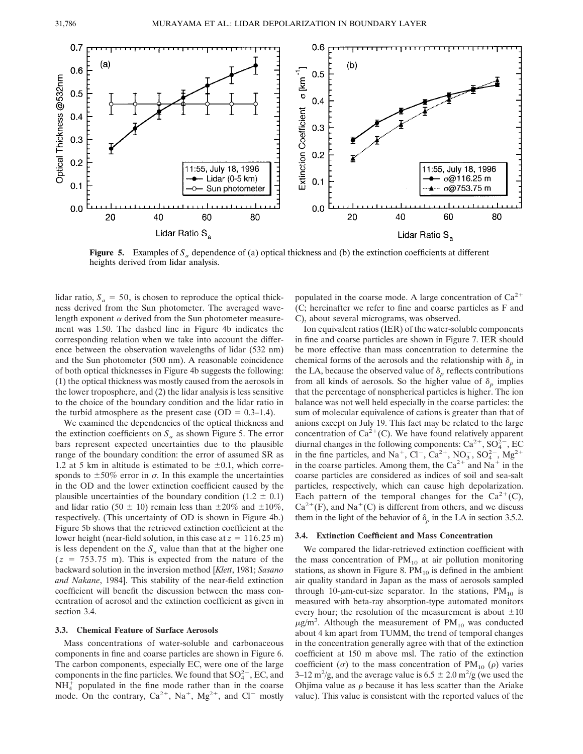Figure 5. Examples of $S_a$ dependence of (a) optical thickness and (b) the extinction coefficients at different heights derived from lidar analysis.

lidar ratio, $S_a = 50$, is chosen to reproduce the optical thickness derived from the Sun photometer. The averaged wavelength exponent $\alpha$ derived from the Sun photometer measurement was 1.50. The dashed line in Figure 4b indicates the corresponding relation when we take into account the difference between the observation wavelengths of lidar (532 nm) and the Sun photometer (500 nm). A reasonable coincidence of both optical thicknesses in Figure 4b suggests the following: (1) the optical thickness was mostly caused from the aerosols in the lower troposphere, and (2) the lidar analysis is less sensitive to the choice of the boundary condition and the lidar ratio in the turbid atmosphere as the present case (OD = 0.3–1.4).

We examined the dependencies of the optical thickness and the extinction coefficients on $S_a$ as shown Figure 5. The error bars represent expected uncertainties due to the plausible range of the boundary condition: the error of assumed SR as 1.2 at 5 km in altitude is estimated to be $\pm 0.1$, which corresponds to $\pm 50\%$ error in $\sigma$. In this example the uncertainties in the OD and the lower extinction coefficient caused by the plausible uncertainties of the boundary condition ($1.2 \pm 0.1$) and lidar ratio ($50 \pm 10$) remain less than $\pm 20\%$ and $\pm 10\%$, respectively. (This uncertainty of OD is shown in Figure 4b.) Figure 5b shows that the retrieved extinction coefficient at the lower height (near-field solution, in this case at $z = 116.25$ m) is less dependent on the $S_a$ value than that at the higher one ($z = 753.75$ m). This is expected from the nature of the backward solution in the inversion method [*Klett*, 1981; *Sasano and Nakane*, 1984]. This stability of the near-field extinction coefficient will benefit the discussion between the mass concentration of aerosol and the extinction coefficient as given in section 3.4.

### 3.3. Chemical Feature of Surface Aerosols

Mass concentrations of water-soluble and carbonaceous components in fine and coarse particles are shown in Figure 6. The carbon components, especially EC, were one of the large components in the fine particles. We found that $SO_4^{2-}$, EC, and $NH_4^+$ populated in the fine mode rather than in the coarse mode. On the contrary, $Ca^{2+}$, $Na^+$, $Mg^{2+}$, and $Cl^-$ mostly populated in the coarse mode. A large concentration of $Ca^{2+}$ (C; hereinafter we refer to fine and coarse particles as F and C), about several micrograms, was observed.

Ion equivalent ratios (IER) of the water-soluble components in fine and coarse particles are shown in Figure 7. IER should be more effective than mass concentration to determine the chemical forms of the aerosols and the relationship with $\delta_p$ in the LA, because the observed value of $\delta_p$ reflects contributions from all kinds of aerosols. So the higher value of $\delta_p$ implies that the percentage of nonspherical particles is higher. The ion balance was not well held especially in the coarse particles: the sum of molecular equivalence of cations is greater than that of anions except on July 19. This fact may be related to the large concentration of $Ca^{2+}$(C). We have found relatively apparent diurnal changes in the following components: $Ca^{2+}$, $SO_4^{2-}$, EC in the fine particles, and $Na^+$, $Cl^-$, $Ca^{2+}$, $NO_3^-$, $SO_4^{2-}$, $Mg^{2+}$ in the coarse particles. Among them, the $Ca^{2+}$ and $Na^+$ in the coarse particles are considered as indices of soil and sea-salt particles, respectively, which can cause high depolarization. Each pattern of the temporal changes for the $Ca^{2+}$(C), $Ca^{2+}$(F), and $Na^+$(C) is different from others, and we discuss them in the light of the behavior of $\delta_p$ in the LA in section 3.5.2.

### 3.4. Extinction Coefficient and Mass Concentration

We compared the lidar-retrieved extinction coefficient with the mass concentration of $PM_{10}$ at air pollution monitoring stations, as shown in Figure 8. $PM_{10}$ is defined in the ambient air quality standard in Japan as the mass of aerosols sampled through 10-$\mu$m-cut-size separator. In the stations, $PM_{10}$ is measured with beta-ray absorption-type automated monitors every hour; the resolution of the measurement is about $\pm 10$ $\mu g/m^3$. Although the measurement of $PM_{10}$ was conducted about 4 km apart from TUMM, the trend of temporal changes in the concentration generally agree with that of the extinction coefficient at 150 m above msl. The ratio of the extinction coefficient ($\sigma$) to the mass concentration of $PM_{10}$ ($\rho$) varies 3–12 $m^2/g$, and the average value is $6.5 \pm 2.0$ $m^2/g$ (we used the Ohjima value as $\rho$ because it has less scatter than the Ariake value). This value is consistent with the reported values of the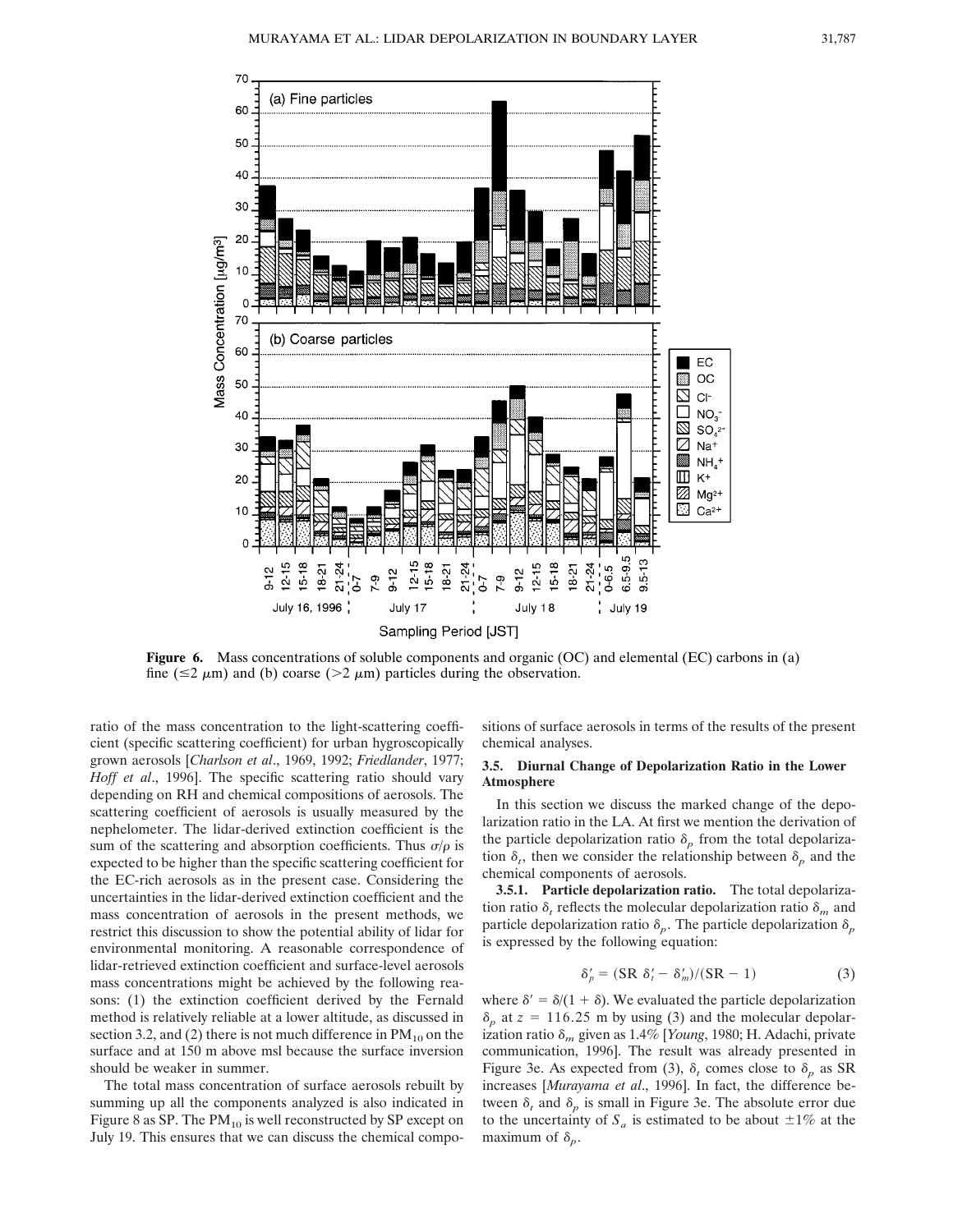**Figure 6.** Mass concentrations of soluble components and organic (OC) and elemental (EC) carbons in (a) fine ($\leq 2$ $\mu$m) and (b) coarse ($>2$ $\mu$m) particles during the observation.

ratio of the mass concentration to the light-scattering coefficient (specific scattering coefficient) for urban hygroscopically grown aerosols [*Charlson et al*., 1969, 1992; *Friedlander*, 1977; *Hoff et al*., 1996]. The specific scattering ratio should vary depending on RH and chemical compositions of aerosols. The scattering coefficient of aerosols is usually measured by the nephelometer. The lidar-derived extinction coefficient is the sum of the scattering and absorption coefficients. Thus $\sigma/\rho$ is expected to be higher than the specific scattering coefficient for the EC-rich aerosols as in the present case. Considering the uncertainties in the lidar-derived extinction coefficient and the mass concentration of aerosols in the present methods, we restrict this discussion to show the potential ability of lidar for environmental monitoring. A reasonable correspondence of lidar-retrieved extinction coefficient and surface-level aerosols mass concentrations might be achieved by the following reasons: (1) the extinction coefficient derived by the Fernald method is relatively reliable at a lower altitude, as discussed in section 3.2, and (2) there is not much difference in $PM_{10}$ on the surface and at 150 m above msl because the surface inversion should be weaker in summer.

The total mass concentration of surface aerosols rebuilt by summing up all the components analyzed is also indicated in Figure 8 as SP. The $PM_{10}$ is well reconstructed by SP except on July 19. This ensures that we can discuss the chemical compositions of surface aerosols in terms of the results of the present chemical analyses.

### 3.5. Diurnal Change of Depolarization Ratio in the Lower Atmosphere

In this section we discuss the marked change of the depolarization ratio in the LA. At first we mention the derivation of the particle depolarization ratio $\delta_p$ from the total depolarization $\delta_t$, then we consider the relationship between $\delta_p$ and the chemical components of aerosols.

**3.5.1. Particle depolarization ratio.** The total depolarization ratio $\delta_t$ reflects the molecular depolarization ratio $\delta_m$ and particle depolarization ratio $\delta_p$. The particle depolarization $\delta_p$ is expressed by the following equation:

$$\delta'_p = (\mathrm{SR}\ \delta'_t - \delta'_m)/(\mathrm{SR} - 1) \tag{3}$$

where $\delta' = \delta/(1 + \delta)$. We evaluated the particle depolarization $\delta_p$ at $z = 116.25$ m by using (3) and the molecular depolarization ratio $\delta_m$ given as 1.4% [*Young*, 1980; H. Adachi, private communication, 1996]. The result was already presented in Figure 3e. As expected from (3), $\delta_t$ comes close to $\delta_p$ as SR increases [*Murayama et al*., 1996]. In fact, the difference between $\delta_t$ and $\delta_p$ is small in Figure 3e. The absolute error due to the uncertainty of $S_a$ is estimated to be about $\pm 1\%$ at the maximum of $\delta_p$.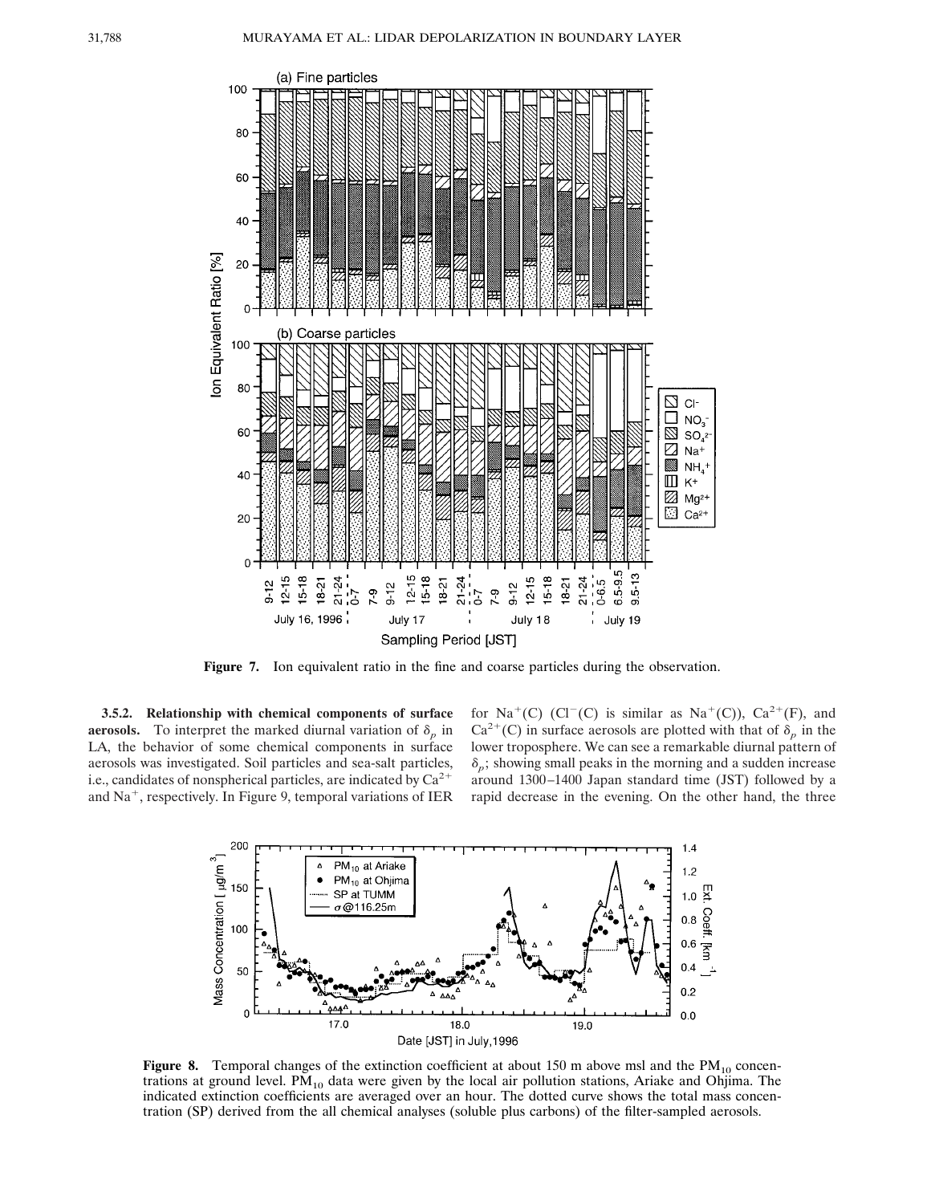**Figure 7.** Ion equivalent ratio in the fine and coarse particles during the observation.

**3.5.2. Relationship with chemical components of surface aerosols.** To interpret the marked diurnal variation of $\delta_p$ in LA, the behavior of some chemical components in surface aerosols was investigated. Soil particles and sea-salt particles, i.e., candidates of nonspherical particles, are indicated by $Ca^{2+}$ and $Na^+$, respectively. In Figure 9, temporal variations of IER for $Na^+$(C) ($Cl^-$(C) is similar as $Na^+$(C)), $Ca^{2+}$(F), and $Ca^{2+}$(C) in surface aerosols are plotted with that of $\delta_p$ in the lower troposphere. We can see a remarkable diurnal pattern of $\delta_p$; showing small peaks in the morning and a sudden increase around 1300–1400 Japan standard time (JST) followed by a rapid decrease in the evening. On the other hand, the three

**Figure 8.** Temporal changes of the extinction coefficient at about 150 m above msl and the $PM_{10}$ concentrations at ground level. $PM_{10}$ data were given by the local air pollution stations, Ariake and Ohjima. The indicated extinction coefficients are averaged over an hour. The dotted curve shows the total mass concentration (SP) derived from the all chemical analyses (soluble plus carbons) of the filter-sampled aerosols.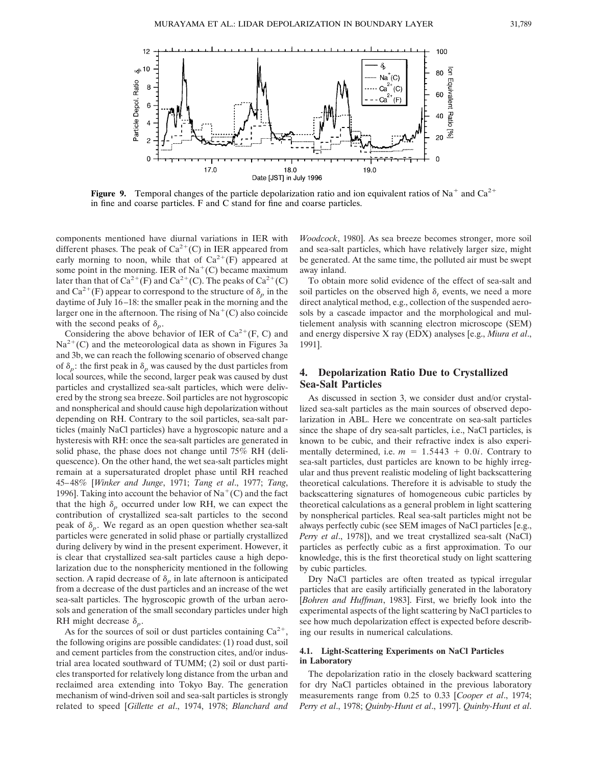**Figure 9.** Temporal changes of the particle depolarization ratio and ion equivalent ratios of $Na^+$ and $Ca^{2+}$ in fine and coarse particles. F and C stand for fine and coarse particles.

components mentioned have diurnal variations in IER with different phases. The peak of $Ca^{2+}$(C) in IER appeared from early morning to noon, while that of $Ca^{2+}$(F) appeared at some point in the morning. IER of $Na^+$(C) became maximum later than that of $Ca^{2+}$(F) and $Ca^{2+}$(C). The peaks of $Ca^{2+}$(C) and $Ca^{2+}$(F) appear to correspond to the structure of $\delta_p$ in the daytime of July 16–18: the smaller peak in the morning and the larger one in the afternoon. The rising of $Na^+$(C) also coincide with the second peaks of $\delta_p$.

Considering the above behavior of IER of $Ca^{2+}$(F, C) and $Na^{2+}$(C) and the meteorological data as shown in Figures 3a and 3b, we can reach the following scenario of observed change of $\delta_p$: the first peak in $\delta_p$ was caused by the dust particles from local sources, while the second, larger peak was caused by dust particles and crystallized sea-salt particles, which were delivered by the strong sea breeze. Soil particles are not hygroscopic and nonspherical and should cause high depolarization without depending on RH. Contrary to the soil particles, sea-salt particles (mainly NaCl particles) have a hygroscopic nature and a hysteresis with RH: once the sea-salt particles are generated in solid phase, the phase does not change until 75% RH (deliquescence). On the other hand, the wet sea-salt particles might remain at a supersaturated droplet phase until RH reached 45–48% [*Winker and Junge*, 1971; *Tang et al.*, 1977; *Tang*, 1996]. Taking into account the behavior of $Na^+$(C) and the fact that the high $\delta_p$ occurred under low RH, we can expect the contribution of crystallized sea-salt particles to the second peak of $\delta_p$. We regard as an open question whether sea-salt particles were generated in solid phase or partially crystallized during delivery by wind in the present experiment. However, it is clear that crystallized sea-salt particles cause a high depolarization due to the nonsphericity mentioned in the following section. A rapid decrease of $\delta_p$ in late afternoon is anticipated from a decrease of the dust particles and an increase of the wet sea-salt particles. The hygroscopic growth of the urban aerosols and generation of the small secondary particles under high RH might decrease $\delta_p$.

As for the sources of soil or dust particles containing $Ca^{2+}$, the following origins are possible candidates: (1) road dust, soil and cement particles from the construction cites, and/or industrial area located southward of TUMM; (2) soil or dust particles transported for relatively long distance from the urban and reclaimed area extending into Tokyo Bay. The generation mechanism of wind-driven soil and sea-salt particles is strongly related to speed [*Gillette et al.*, 1974, 1978; *Blanchard and Woodcock*, 1980]. As sea breeze becomes stronger, more soil and sea-salt particles, which have relatively larger size, might be generated. At the same time, the polluted air must be swept away inland.

To obtain more solid evidence of the effect of sea-salt and soil particles on the observed high $\delta_t$ events, we need a more direct analytical method, e.g., collection of the suspended aerosols by a cascade impactor and the morphological and multielement analysis with scanning electron microscope (SEM) and energy dispersive X ray (EDX) analyses [e.g., *Miura et al.*, 1991].

## 4. Depolarization Ratio Due to Crystallized Sea-Salt Particles

As discussed in section 3, we consider dust and/or crystallized sea-salt particles as the main sources of observed depolarization in ABL. Here we concentrate on sea-salt particles since the shape of dry sea-salt particles, i.e., NaCl particles, is known to be cubic, and their refractive index is also experimentally determined, i.e. $m = 1.5443 + 0.0i$. Contrary to sea-salt particles, dust particles are known to be highly irregular and thus prevent realistic modeling of light backscattering theoretical calculations. Therefore it is advisable to study the backscattering signatures of homogeneous cubic particles by theoretical calculations as a general problem in light scattering by nonspherical particles. Real sea-salt particles might not be always perfectly cubic (see SEM images of NaCl particles [e.g., *Perry et al.*, 1978]), and we treat crystallized sea-salt (NaCl) particles as perfectly cubic as a first approximation. To our knowledge, this is the first theoretical study on light scattering by cubic particles.

Dry NaCl particles are often treated as typical irregular particles that are easily artificially generated in the laboratory [*Bohren and Huffman*, 1983]. First, we briefly look into the experimental aspects of the light scattering by NaCl particles to see how much depolarization effect is expected before describing our results in numerical calculations.

### 4.1. Light-Scattering Experiments on NaCl Particles in Laboratory

The depolarization ratio in the closely backward scattering for dry NaCl particles obtained in the previous laboratory measurements range from 0.25 to 0.33 [*Cooper et al.*, 1974; *Perry et al.*, 1978; *Quinby-Hunt et al.*, 1997]. *Quinby-Hunt et al.*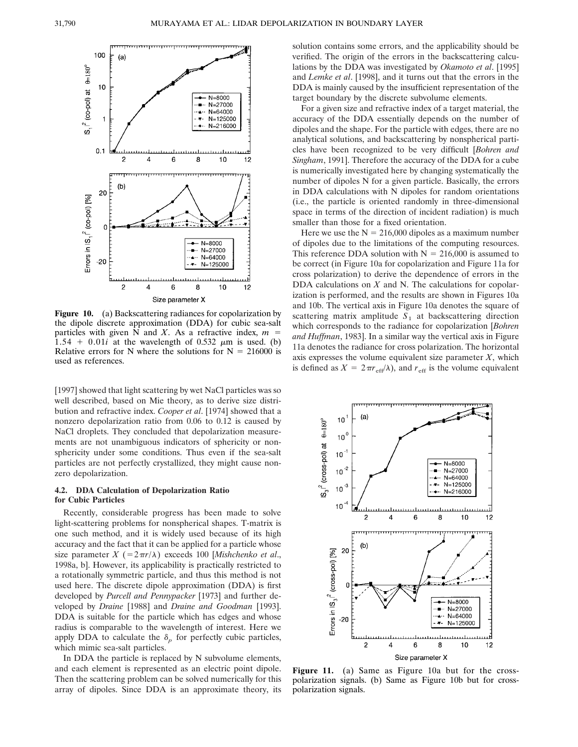**Figure 10.** (a) Backscattering radiances for copolarization by the dipole discrete approximation (DDA) for cubic sea-salt particles with given N and $X$. As a refractive index, $m = 1.54 + 0.01i$ at the wavelength of 0.532 μm is used. (b) Relative errors for N where the solutions for N = 216000 is used as references.

[1997] showed that light scattering by wet NaCl particles was so well described, based on Mie theory, as to derive size distribution and refractive index. *Cooper et al*. [1974] showed that a nonzero depolarization ratio from 0.06 to 0.12 is caused by NaCl droplets. They concluded that depolarization measurements are not unambiguous indicators of sphericity or nonsphericity under some conditions. Thus even if the sea-salt particles are not perfectly crystallized, they might cause nonzero depolarization.

### 4.2. DDA Calculation of Depolarization Ratio for Cubic Particles

Recently, considerable progress has been made to solve light-scattering problems for nonspherical shapes. T-matrix is one such method, and it is widely used because of its high accuracy and the fact that it can be applied for a particle whose size parameter $X$ $(= 2\pi r/\lambda)$ exceeds 100 [*Mishchenko et al*., 1998a, b]. However, its applicability is practically restricted to a rotationally symmetric particle, and thus this method is not used here. The discrete dipole approximation (DDA) is first developed by *Purcell and Pennypacker* [1973] and further developed by *Draine* [1988] and *Draine and Goodman* [1993]. DDA is suitable for the particle which has edges and whose radius is comparable to the wavelength of interest. Here we apply DDA to calculate the $\delta_p$ for perfectly cubic particles, which mimic sea-salt particles.

In DDA the particle is replaced by N subvolume elements, and each element is represented as an electric point dipole. Then the scattering problem can be solved numerically for this array of dipoles. Since DDA is an approximate theory, its solution contains some errors, and the applicability should be verified. The origin of the errors in the backscattering calculations by the DDA was investigated by *Okamoto et al*. [1995] and *Lemke et al*. [1998], and it turns out that the errors in the DDA is mainly caused by the insufficient representation of the target boundary by the discrete subvolume elements.

For a given size and refractive index of a target material, the accuracy of the DDA essentially depends on the number of dipoles and the shape. For the particle with edges, there are no analytical solutions, and backscattering by nonspherical particles have been recognized to be very difficult [*Bohren and Singham*, 1991]. Therefore the accuracy of the DDA for a cube is numerically investigated here by changing systematically the number of dipoles N for a given particle. Basically, the errors in DDA calculations with N dipoles for random orientations (i.e., the particle is oriented randomly in three-dimensional space in terms of the direction of incident radiation) is much smaller than those for a fixed orientation.

Here we use the N = 216,000 dipoles as a maximum number of dipoles due to the limitations of the computing resources. This reference DDA solution with N = 216,000 is assumed to be correct (in Figure 10a for copolarization and Figure 11a for cross polarization) to derive the dependence of errors in the DDA calculations on $X$ and N. The calculations for copolarization is performed, and the results are shown in Figures 10a and 10b. The vertical axis in Figure 10a denotes the square of scattering matrix amplitude $S_1$ at backscattering direction which corresponds to the radiance for copolarization [*Bohren and Huffman*, 1983]. In a similar way the vertical axis in Figure 11a denotes the radiance for cross polarization. The horizontal axis expresses the volume equivalent size parameter $X$, which is defined as $X = 2\pi r_{\mathrm{eff}}/\lambda$), and $r_{\mathrm{eff}}$ is the volume equivalent

**Figure 11.** (a) Same as Figure 10a but for the cross-polarization signals. (b) Same as Figure 10b but for cross-polarization signals.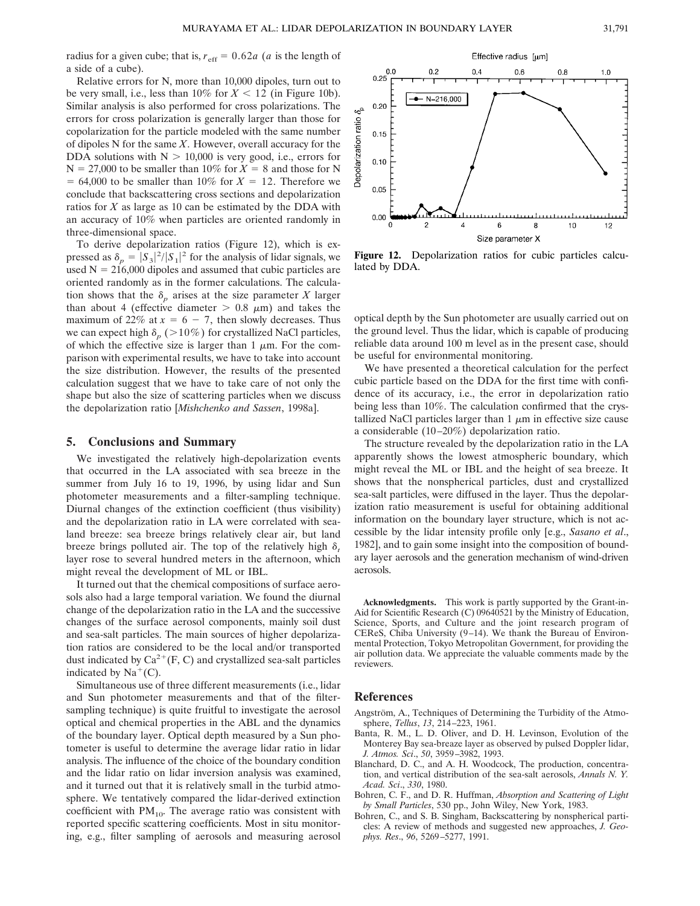radius for a given cube; that is, $r_{\text{eff}} = 0.62a$ ($a$ is the length of a side of a cube).

Relative errors for N, more than 10,000 dipoles, turn out to be very small, i.e., less than 10% for $X < 12$ (in Figure 10b). Similar analysis is also performed for cross polarizations. The errors for cross polarization is generally larger than those for copolarization for the particle modeled with the same number of dipoles N for the same $X$. However, overall accuracy for the DDA solutions with $N > 10{,}000$ is very good, i.e., errors for $N = 27{,}000$ to be smaller than 10% for $X = 8$ and those for $N = 64{,}000$ to be smaller than 10% for $X = 12$. Therefore we conclude that backscattering cross sections and depolarization ratios for $X$ as large as 10 can be estimated by the DDA with an accuracy of 10% when particles are oriented randomly in three-dimensional space.

To derive depolarization ratios (Figure 12), which is expressed as $\delta_p = |S_3|^2/|S_1|^2$ for the analysis of lidar signals, we used $N = 216{,}000$ dipoles and assumed that cubic particles are oriented randomly as in the former calculations. The calculation shows that the $\delta_p$ arises at the size parameter $X$ larger than about 4 (effective diameter $> 0.8$ μm) and takes the maximum of 22% at $x = 6 - 7$, then slowly decreases. Thus we can expect high $\delta_p$ ($>10\%$) for crystallized NaCl particles, of which the effective size is larger than 1 μm. For the comparison with experimental results, we have to take into account the size distribution. However, the results of the presented calculation suggest that we have to take care of not only the shape but also the size of scattering particles when we discuss the depolarization ratio [*Mishchenko and Sassen*, 1998a].

**Figure 12.** Depolarization ratios for cubic particles calculated by DDA.

## 5. Conclusions and Summary

We investigated the relatively high-depolarization events that occurred in the LA associated with sea breeze in the summer from July 16 to 19, 1996, by using lidar and Sun photometer measurements and a filter-sampling technique. Diurnal changes of the extinction coefficient (thus visibility) and the depolarization ratio in LA were correlated with sea-land breeze: sea breeze brings relatively clear air, but land breeze brings polluted air. The top of the relatively high $\delta_t$ layer rose to several hundred meters in the afternoon, which might reveal the development of ML or IBL.

It turned out that the chemical compositions of surface aerosols also had a large temporal variation. We found the diurnal change of the depolarization ratio in the LA and the successive changes of the surface aerosol components, mainly soil dust and sea-salt particles. The main sources of higher depolarization ratios are considered to be the local and/or transported dust indicated by $Ca^{2+}$(F, C) and crystallized sea-salt particles indicated by $Na^{+}$(C).

Simultaneous use of three different measurements (i.e., lidar and Sun photometer measurements and that of the filter-sampling technique) is quite fruitful to investigate the aerosol optical and chemical properties in the ABL and the dynamics of the boundary layer. Optical depth measured by a Sun photometer is useful to determine the average lidar ratio in lidar analysis. The influence of the choice of the boundary condition and the lidar ratio on lidar inversion analysis was examined, and it turned out that it is relatively small in the turbid atmosphere. We tentatively compared the lidar-derived extinction coefficient with $PM_{10}$. The average ratio was consistent with reported specific scattering coefficients. Most in situ monitoring, e.g., filter sampling of aerosols and measuring aerosol optical depth by the Sun photometer are usually carried out on the ground level. Thus the lidar, which is capable of producing reliable data around 100 m level as in the present case, should be useful for environmental monitoring.

We have presented a theoretical calculation for the perfect cubic particle based on the DDA for the first time with confidence of its accuracy, i.e., the error in depolarization ratio being less than 10%. The calculation confirmed that the crystallized NaCl particles larger than 1 μm in effective size cause a considerable (10–20%) depolarization ratio.

The structure revealed by the depolarization ratio in the LA apparently shows the lowest atmospheric boundary, which might reveal the ML or IBL and the height of sea breeze. It shows that the nonspherical particles, dust and crystallized sea-salt particles, were diffused in the layer. Thus the depolarization ratio measurement is useful for obtaining additional information on the boundary layer structure, which is not accessible by the lidar intensity profile only [e.g., *Sasano et al.*, 1982], and to gain some insight into the composition of boundary layer aerosols and the generation mechanism of wind-driven aerosols.

**Acknowledgments.** This work is partly supported by the Grant-in-Aid for Scientific Research (C) 09640521 by the Ministry of Education, Science, Sports, and Culture and the joint research program of CEReS, Chiba University (9–14). We thank the Bureau of Environmental Protection, Tokyo Metropolitan Government, for providing the air pollution data. We appreciate the valuable comments made by the reviewers.

## References

Angström, A., Techniques of Determining the Turbidity of the Atmosphere, *Tellus*, *13*, 214–223, 1961.

Banta, R. M., L. D. Oliver, and D. H. Levinson, Evolution of the Monterey Bay sea-breaze layer as observed by pulsed Doppler lidar, *J. Atmos. Sci.*, *50*, 3959–3982, 1993.

Blanchard, D. C., and A. H. Woodcock, The production, concentration, and vertical distribution of the sea-salt aerosols, *Annals N. Y. Acad. Sci.*, *330*, 1980.

Bohren, C. F., and D. R. Huffman, *Absorption and Scattering of Light by Small Particles*, 530 pp., John Wiley, New York, 1983.

Bohren, C., and S. B. Singham, Backscattering by nonspherical particles: A review of methods and suggested new approaches, *J. Geophys. Res.*, *96*, 5269–5277, 1991.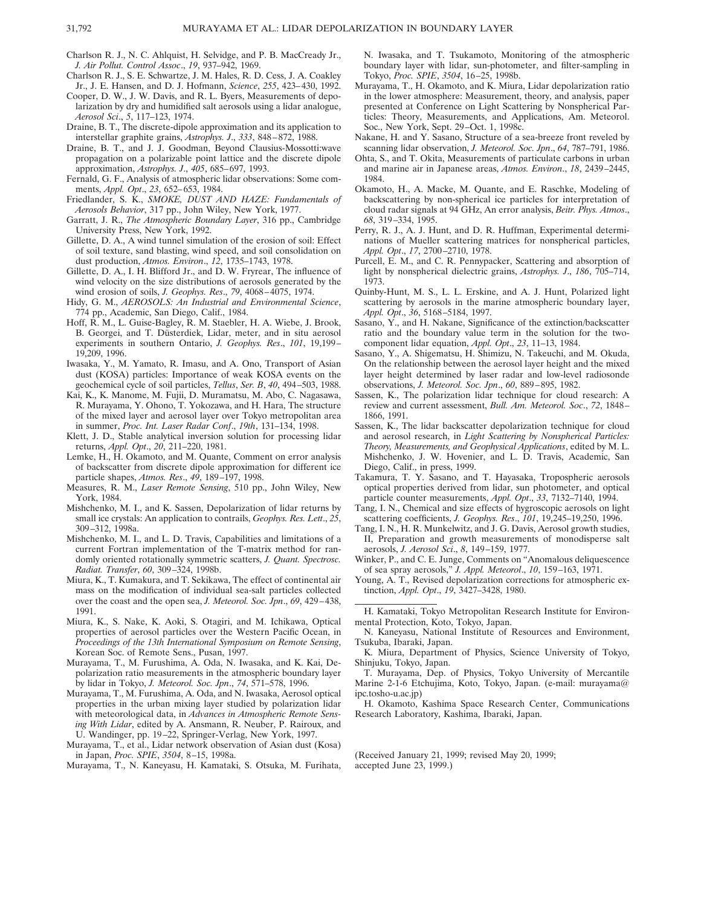Charlson R. J., N. C. Ahlquist, H. Selvidge, and P. B. MacCready Jr., *J. Air Pollut. Control Assoc*., *19*, 937–942, 1969.

Charlson R. J., S. E. Schwartze, J. M. Hales, R. D. Cess, J. A. Coakley Jr., J. E. Hansen, and D. J. Hofmann, *Science*, *255*, 423–430, 1992.

Cooper, D. W., J. W. Davis, and R. L. Byers, Measurements of depolarization by dry and humidified salt aerosols using a lidar analogue, *Aerosol Sci*., *5*, 117–123, 1974.

Draine, B. T., The discrete-dipole approximation and its application to interstellar graphite grains, *Astrophys. J*., *333*, 848–872, 1988.

Draine, B. T., and J. J. Goodman, Beyond Clausius-Mossotti:wave propagation on a polarizable point lattice and the discrete dipole approximation, *Astrophys. J*., *405*, 685–697, 1993.

Fernald, G. F., Analysis of atmospheric lidar observations: Some comments, *Appl. Opt*., *23*, 652–653, 1984.

Friedlander, S. K., *SMOKE, DUST AND HAZE: Fundamentals of Aerosols Behavior*, 317 pp., John Wiley, New York, 1977.

Garratt, J. R., *The Atmospheric Boundary Layer*, 316 pp., Cambridge University Press, New York, 1992.

Gillette, D. A., A wind tunnel simulation of the erosion of soil: Effect of soil texture, sand blasting, wind speed, and soil consolidation on dust production, *Atmos. Environ*., *12*, 1735–1743, 1978.

Gillette, D. A., I. H. Blifford Jr., and D. W. Fryrear, The influence of wind velocity on the size distributions of aerosols generated by the wind erosion of soils, *J. Geophys. Res*., *79*, 4068–4075, 1974.

Hidy, G. M., *AEROSOLS: An Industrial and Environmental Science*, 774 pp., Academic, San Diego, Calif., 1984.

Hoff, R. M., L. Guise-Bagley, R. M. Staebler, H. A. Wiebe, J. Brook, B. Georgei, and T. Düsterdiek, Lidar, meter, and in situ aerosol experiments in southern Ontario, *J. Geophys. Res*., *101*, 19,199–19,209, 1996.

Iwasaka, Y., M. Yamato, R. Imasu, and A. Ono, Transport of Asian dust (KOSA) particles: Importance of weak KOSA events on the geochemical cycle of soil particles, *Tellus*, *Ser. B*, *40*, 494–503, 1988.

Kai, K., K. Manome, M. Fujii, D. Muramatsu, M. Abo, C. Nagasawa, R. Murayama, Y. Ohono, T. Yokozawa, and H. Hara, The structure of the mixed layer and aerosol layer over Tokyo metropolitan area in summer, *Proc. Int. Laser Radar Conf*., *19th*, 131–134, 1998.

Klett, J. D., Stable analytical inversion solution for processing lidar returns, *Appl. Opt*., *20*, 211–220, 1981.

Lemke, H., H. Okamoto, and M. Quante, Comment on error analysis of backscatter from discrete dipole approximation for different ice particle shapes, *Atmos. Res*., *49*, 189–197, 1998.

Measures, R. M., *Laser Remote Sensing*, 510 pp., John Wiley, New York, 1984.

Mishchenko, M. I., and K. Sassen, Depolarization of lidar returns by small ice crystals: An application to contrails, *Geophys. Res. Lett*., *25*, 309–312, 1998a.

Mishchenko, M. I., and L. D. Travis, Capabilities and limitations of a current Fortran implementation of the T-matrix method for randomly oriented rotationally symmetric scatters, *J. Quant. Spectrosc. Radiat. Transfer*, *60*, 309–324, 1998b.

Miura, K., T. Kumakura, and T. Sekikawa, The effect of continental air mass on the modification of individual sea-salt particles collected over the coast and the open sea, *J. Meteorol. Soc. Jpn*., *69*, 429–438, 1991.

Miura, K., S. Nake, K. Aoki, S. Otagiri, and M. Ichikawa, Optical properties of aerosol particles over the Western Pacific Ocean, in *Proceedings of the 13th International Symposium on Remote Sensing*, Korean Soc. of Remote Sens., Pusan, 1997.

Murayama, T., M. Furushima, A. Oda, N. Iwasaka, and K. Kai, Depolarization ratio measurements in the atmospheric boundary layer by lidar in Tokyo, *J. Meteorol. Soc. Jpn*., *74*, 571–578, 1996.

Murayama, T., M. Furushima, A. Oda, and N. Iwasaka, Aerosol optical properties in the urban mixing layer studied by polarization lidar with meteorological data, in *Advances in Atmospheric Remote Sensing With Lidar*, edited by A. Ansmann, R. Neuber, P. Rairoux, and U. Wandinger, pp. 19–22, Springer-Verlag, New York, 1997.

Murayama, T., et al., Lidar network observation of Asian dust (Kosa) in Japan, *Proc. SPIE*, *3504*, 8–15, 1998a.

Murayama, T., N. Kaneyasu, H. Kamataki, S. Otsuka, M. Furihata, N. Iwasaka, and T. Tsukamoto, Monitoring of the atmospheric boundary layer with lidar, sun-photometer, and filter-sampling in Tokyo, *Proc. SPIE*, *3504*, 16–25, 1998b.

Murayama, T., H. Okamoto, and K. Miura, Lidar depolarization ratio in the lower atmosphere: Measurement, theory, and analysis, paper presented at Conference on Light Scattering by Nonspherical Particles: Theory, Measurements, and Applications, Am. Meteorol. Soc., New York, Sept. 29–Oct. 1, 1998c.

Nakane, H. and Y. Sasano, Structure of a sea-breeze front reveled by scanning lidar observation, *J. Meteorol. Soc. Jpn*., *64*, 787–791, 1986.

Ohta, S., and T. Okita, Measurements of particulate carbons in urban and marine air in Japanese areas, *Atmos. Environ*., *18*, 2439–2445, 1984.

Okamoto, H., A. Macke, M. Quante, and E. Raschke, Modeling of backscattering by non-spherical ice particles for interpretation of cloud radar signals at 94 GHz, An error analysis, *Beitr. Phys. Atmos*., *68*, 319–334, 1995.

Perry, R. J., A. J. Hunt, and D. R. Huffman, Experimental determinations of Mueller scattering matrices for nonspherical particles, *Appl. Opt*., *17*, 2700–2710, 1978.

Purcell, E. M., and C. R. Pennypacker, Scattering and absorption of light by nonspherical dielectric grains, *Astrophys. J*., *186*, 705–714, 1973.

Quinby-Hunt, M. S., L. L. Erskine, and A. J. Hunt, Polarized light scattering by aerosols in the marine atmospheric boundary layer, *Appl. Opt*., *36*, 5168–5184, 1997.

Sasano, Y., and H. Nakane, Significance of the extinction/backscatter ratio and the boundary value term in the solution for the two-component lidar equation, *Appl. Opt*., *23*, 11–13, 1984.

Sasano, Y., A. Shigematsu, H. Shimizu, N. Takeuchi, and M. Okuda, On the relationship between the aerosol layer height and the mixed layer height determined by laser radar and low-level radiosonde observations, *J. Meteorol. Soc. Jpn*., *60*, 889–895, 1982.

Sassen, K., The polarization lidar technique for cloud research: A review and current assessment, *Bull. Am. Meteorol. Soc*., *72*, 1848–1866, 1991.

Sassen, K., The lidar backscatter depolarization technique for cloud and aerosol research, in *Light Scattering by Nonspherical Particles: Theory, Measurements, and Geophysical Applications*, edited by M. L. Mishchenko, J. W. Hovenier, and L. D. Travis, Academic, San Diego, Calif., in press, 1999.

Takamura, T. Y. Sasano, and T. Hayasaka, Tropospheric aerosols optical properties derived from lidar, sun photometer, and optical particle counter measurements, *Appl. Opt*., *33*, 7132–7140, 1994.

Tang, I. N., Chemical and size effects of hygroscopic aerosols on light scattering coefficients, *J. Geophys. Res*., *101*, 19,245–19,250, 1996.

Tang, I. N., H. R. Munkelwitz, and J. G. Davis, Aerosol growth studies, II, Preparation and growth measurements of monodisperse salt aerosols, *J. Aerosol Sci*., *8*, 149–159, 1977.

Winker, P., and C. E. Junge, Comments on "Anomalous deliquescence of sea spray aerosols," *J. Appl. Meteorol*., *10*, 159–163, 1971.

Young, A. T., Revised depolarization corrections for atmospheric extinction, *Appl. Opt*., *19*, 3427–3428, 1980.

---

H. Kamataki, Tokyo Metropolitan Research Institute for Environmental Protection, Koto, Tokyo, Japan.

N. Kaneyasu, National Institute of Resources and Environment, Tsukuba, Ibaraki, Japan.

K. Miura, Department of Physics, Science University of Tokyo, Shinjuku, Tokyo, Japan.

T. Murayama, Dep. of Physics, Tokyo University of Mercantile Marine 2-1-6 Etchujima, Koto, Tokyo, Japan. (e-mail: murayama@ipc.tosho-u.ac.jp)

H. Okamoto, Kashima Space Research Center, Communications Research Laboratory, Kashima, Ibaraki, Japan.

(Received January 21, 1999; revised May 20, 1999; accepted June 23, 1999.)